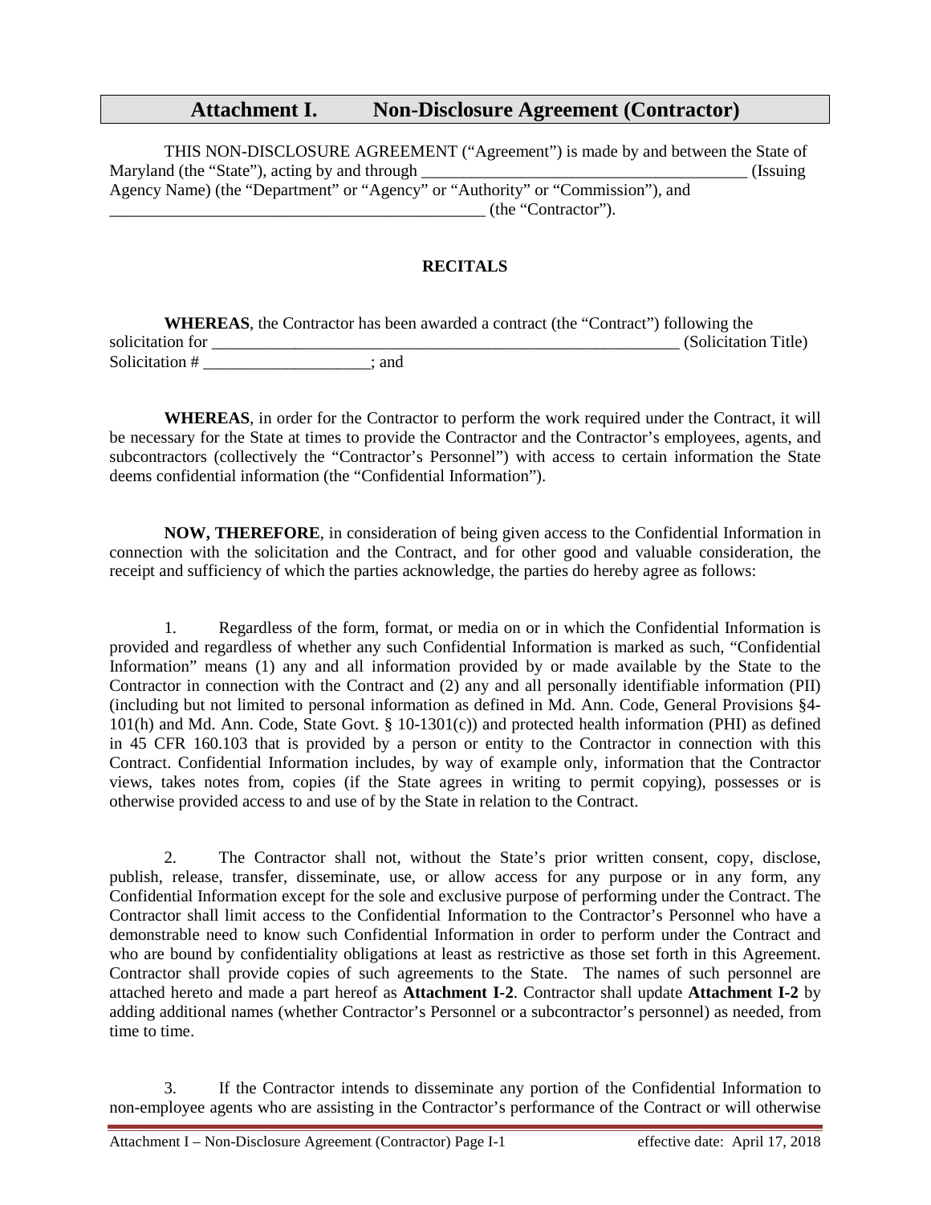# Attachment I. Non-Disclosure Agreement (Contractor)

THIS NON-DISCLOSURE AGREEMENT ("Agreement") is made by and between the State of Maryland (the "State"), acting by and through _______________________________________ (Issuing Agency Name) (the "Department" or "Agency" or "Authority" or "Commission"), and _______________________________________________ (the "Contractor").

**RECITALS**

**WHEREAS**, the Contractor has been awarded a contract (the "Contract") following the solicitation for __________________________________________________________ (Solicitation Title) Solicitation # ____________________; and

**WHEREAS**, in order for the Contractor to perform the work required under the Contract, it will be necessary for the State at times to provide the Contractor and the Contractor's employees, agents, and subcontractors (collectively the "Contractor's Personnel") with access to certain information the State deems confidential information (the "Confidential Information").

**NOW, THEREFORE**, in consideration of being given access to the Confidential Information in connection with the solicitation and the Contract, and for other good and valuable consideration, the receipt and sufficiency of which the parties acknowledge, the parties do hereby agree as follows:

1. Regardless of the form, format, or media on or in which the Confidential Information is provided and regardless of whether any such Confidential Information is marked as such, "Confidential Information" means (1) any and all information provided by or made available by the State to the Contractor in connection with the Contract and (2) any and all personally identifiable information (PII) (including but not limited to personal information as defined in Md. Ann. Code, General Provisions §4-101(h) and Md. Ann. Code, State Govt. § 10-1301(c)) and protected health information (PHI) as defined in 45 CFR 160.103 that is provided by a person or entity to the Contractor in connection with this Contract. Confidential Information includes, by way of example only, information that the Contractor views, takes notes from, copies (if the State agrees in writing to permit copying), possesses or is otherwise provided access to and use of by the State in relation to the Contract.

2. The Contractor shall not, without the State's prior written consent, copy, disclose, publish, release, transfer, disseminate, use, or allow access for any purpose or in any form, any Confidential Information except for the sole and exclusive purpose of performing under the Contract. The Contractor shall limit access to the Confidential Information to the Contractor's Personnel who have a demonstrable need to know such Confidential Information in order to perform under the Contract and who are bound by confidentiality obligations at least as restrictive as those set forth in this Agreement. Contractor shall provide copies of such agreements to the State. The names of such personnel are attached hereto and made a part hereof as **Attachment I-2**. Contractor shall update **Attachment I-2** by adding additional names (whether Contractor's Personnel or a subcontractor's personnel) as needed, from time to time.

3. If the Contractor intends to disseminate any portion of the Confidential Information to non-employee agents who are assisting in the Contractor's performance of the Contract or will otherwise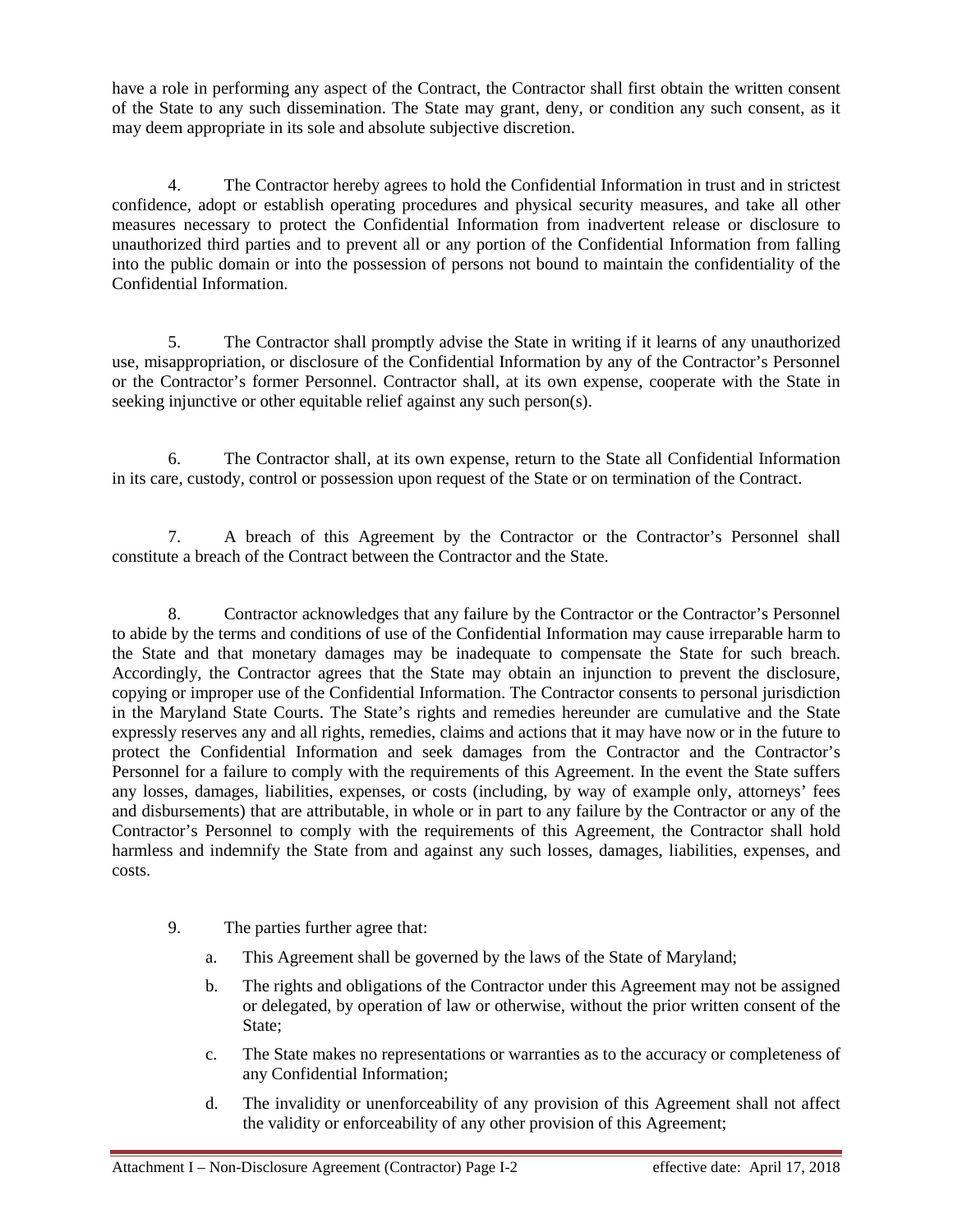have a role in performing any aspect of the Contract, the Contractor shall first obtain the written consent of the State to any such dissemination. The State may grant, deny, or condition any such consent, as it may deem appropriate in its sole and absolute subjective discretion.

4. The Contractor hereby agrees to hold the Confidential Information in trust and in strictest confidence, adopt or establish operating procedures and physical security measures, and take all other measures necessary to protect the Confidential Information from inadvertent release or disclosure to unauthorized third parties and to prevent all or any portion of the Confidential Information from falling into the public domain or into the possession of persons not bound to maintain the confidentiality of the Confidential Information.

5. The Contractor shall promptly advise the State in writing if it learns of any unauthorized use, misappropriation, or disclosure of the Confidential Information by any of the Contractor's Personnel or the Contractor's former Personnel. Contractor shall, at its own expense, cooperate with the State in seeking injunctive or other equitable relief against any such person(s).

6. The Contractor shall, at its own expense, return to the State all Confidential Information in its care, custody, control or possession upon request of the State or on termination of the Contract.

7. A breach of this Agreement by the Contractor or the Contractor's Personnel shall constitute a breach of the Contract between the Contractor and the State.

8. Contractor acknowledges that any failure by the Contractor or the Contractor's Personnel to abide by the terms and conditions of use of the Confidential Information may cause irreparable harm to the State and that monetary damages may be inadequate to compensate the State for such breach. Accordingly, the Contractor agrees that the State may obtain an injunction to prevent the disclosure, copying or improper use of the Confidential Information. The Contractor consents to personal jurisdiction in the Maryland State Courts. The State's rights and remedies hereunder are cumulative and the State expressly reserves any and all rights, remedies, claims and actions that it may have now or in the future to protect the Confidential Information and seek damages from the Contractor and the Contractor's Personnel for a failure to comply with the requirements of this Agreement. In the event the State suffers any losses, damages, liabilities, expenses, or costs (including, by way of example only, attorneys' fees and disbursements) that are attributable, in whole or in part to any failure by the Contractor or any of the Contractor's Personnel to comply with the requirements of this Agreement, the Contractor shall hold harmless and indemnify the State from and against any such losses, damages, liabilities, expenses, and costs.

9. The parties further agree that:

   a. This Agreement shall be governed by the laws of the State of Maryland;

   b. The rights and obligations of the Contractor under this Agreement may not be assigned or delegated, by operation of law or otherwise, without the prior written consent of the State;

   c. The State makes no representations or warranties as to the accuracy or completeness of any Confidential Information;

   d. The invalidity or unenforceability of any provision of this Agreement shall not affect the validity or enforceability of any other provision of this Agreement;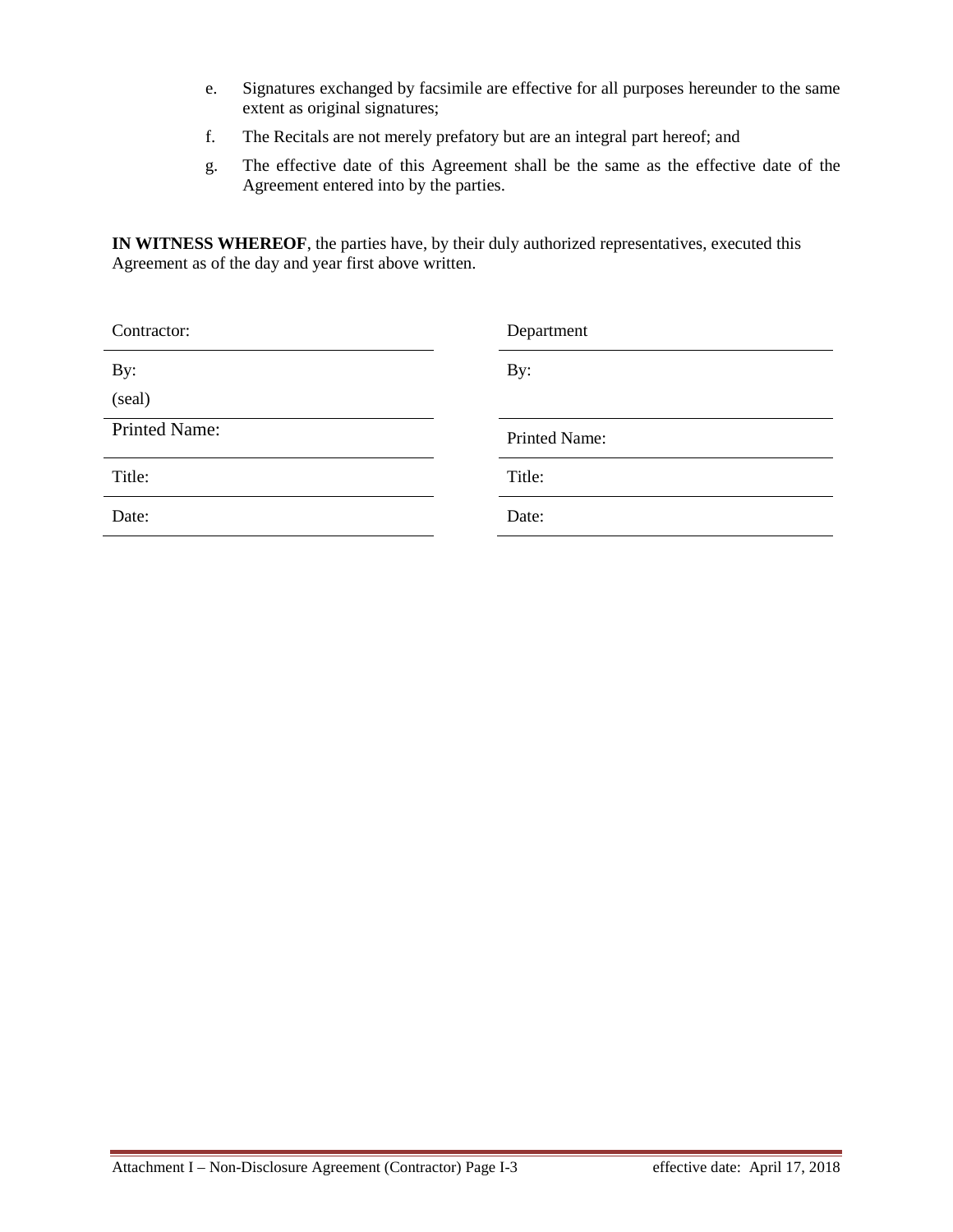e. Signatures exchanged by facsimile are effective for all purposes hereunder to the same extent as original signatures;

f. The Recitals are not merely prefatory but are an integral part hereof; and

g. The effective date of this Agreement shall be the same as the effective date of the Agreement entered into by the parties.

**IN WITNESS WHEREOF**, the parties have, by their duly authorized representatives, executed this Agreement as of the day and year first above written.

| Contractor: | Department |
|---|---|
| By:<br>(seal) | By: |
| Printed Name: | Printed Name: |
| Title: | Title: |
| Date: | Date: |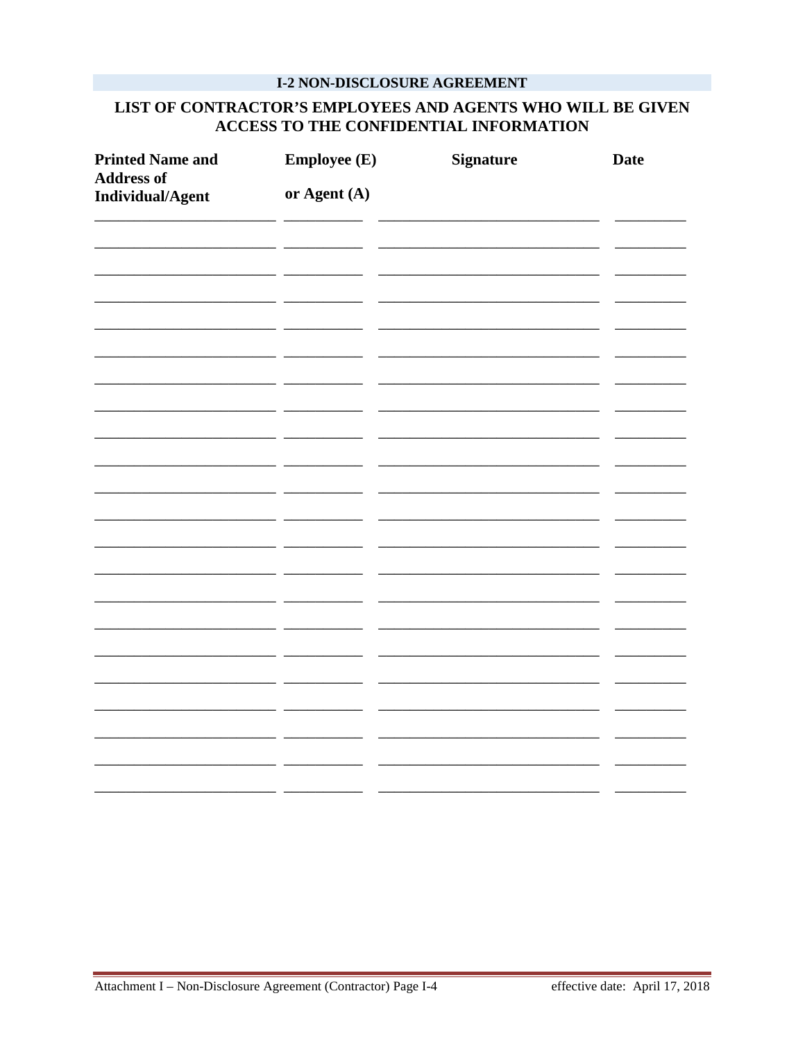## I-2 NON-DISCLOSURE AGREEMENT

### LIST OF CONTRACTOR'S EMPLOYEES AND AGENTS WHO WILL BE GIVEN ACCESS TO THE CONFIDENTIAL INFORMATION

| Printed Name and Address of Individual/Agent | Employee (E) or Agent (A) | Signature | Date |
|---|---|---|---|
| | | | |
| | | | |
| | | | |
| | | | |
| | | | |
| | | | |
| | | | |
| | | | |
| | | | |
| | | | |
| | | | |
| | | | |
| | | | |
| | | | |
| | | | |
| | | | |
| | | | |
| | | | |
| | | | |
| | | | |
| | | | |
| | | | |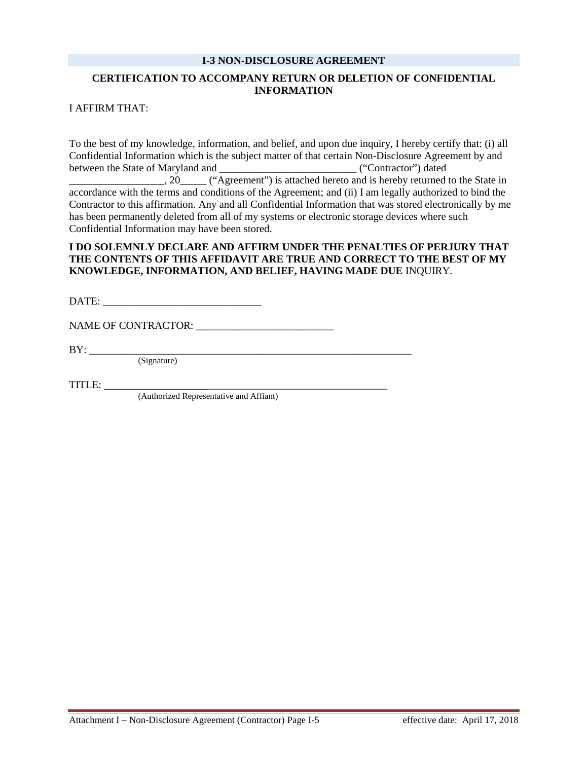## I-3 NON-DISCLOSURE AGREEMENT

### CERTIFICATION TO ACCOMPANY RETURN OR DELETION OF CONFIDENTIAL INFORMATION

I AFFIRM THAT:

To the best of my knowledge, information, and belief, and upon due inquiry, I hereby certify that: (i) all Confidential Information which is the subject matter of that certain Non-Disclosure Agreement by and between the State of Maryland and __________________________ ("Contractor") dated __________________, 20_____ ("Agreement") is attached hereto and is hereby returned to the State in accordance with the terms and conditions of the Agreement; and (ii) I am legally authorized to bind the Contractor to this affirmation. Any and all Confidential Information that was stored electronically by me has been permanently deleted from all of my systems or electronic storage devices where such Confidential Information may have been stored.

**I DO SOLEMNLY DECLARE AND AFFIRM UNDER THE PENALTIES OF PERJURY THAT THE CONTENTS OF THIS AFFIDAVIT ARE TRUE AND CORRECT TO THE BEST OF MY KNOWLEDGE, INFORMATION, AND BELIEF, HAVING MADE DUE** INQUIRY.

DATE: ______________________________

NAME OF CONTRACTOR: __________________________

BY: _______________________________________________________________
(Signature)

TITLE: ________________________________________________________
(Authorized Representative and Affiant)